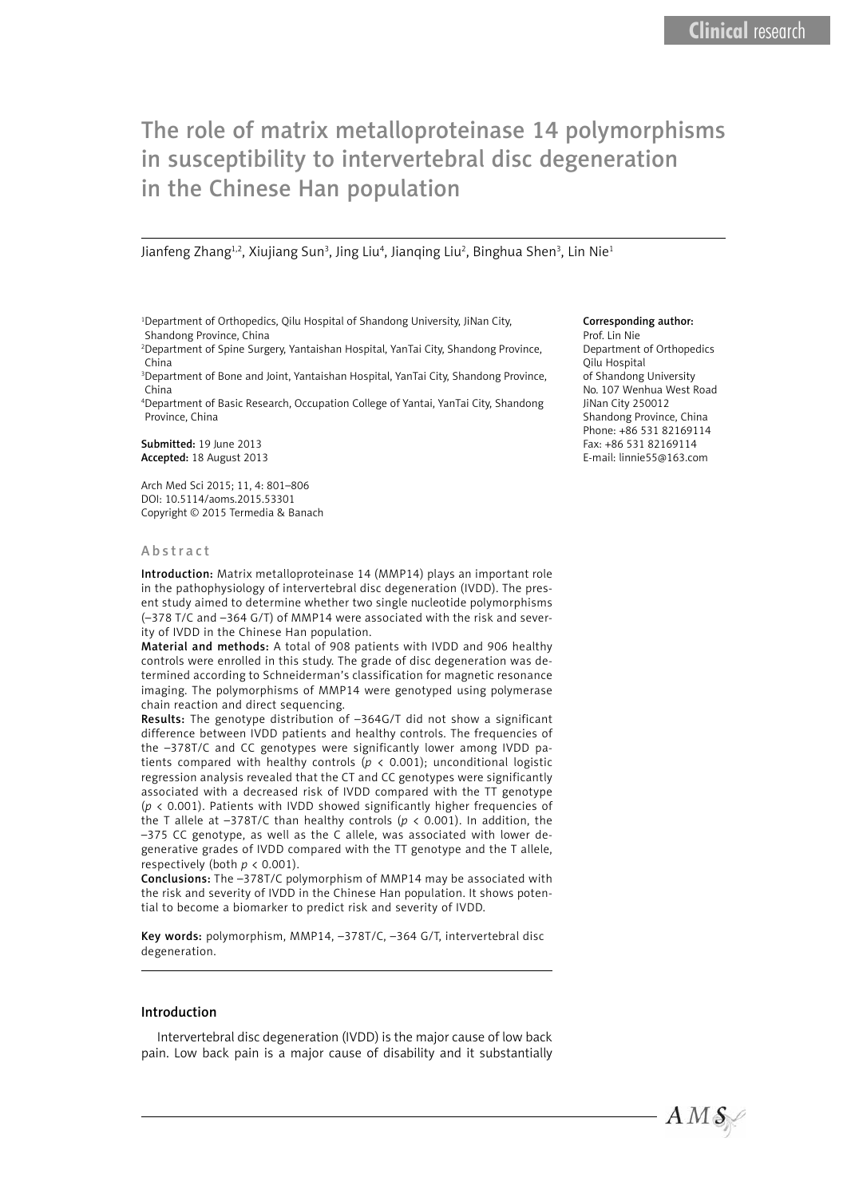# The role of matrix metalloproteinase 14 polymorphisms in susceptibility to intervertebral disc degeneration in the Chinese Han population

Jianfeng Zhang[1,2], Xiujiang Sun[3], Jing Liu[4], Jianqing Liu[2], Binghua Shen[3], Lin Nie[1]

[1]Department of Orthopedics, Qilu Hospital of Shandong University, JiNan City, Shandong Province, China

[2]Department of Spine Surgery, Yantaishan Hospital, YanTai City, Shandong Province, China

[3]Department of Bone and Joint, Yantaishan Hospital, YanTai City, Shandong Province, China

[4]Department of Basic Research, Occupation College of Yantai, YanTai City, Shandong Province, China

**Submitted:** 19 June 2013
**Accepted:** 18 August 2013

Arch Med Sci 2015; 11, 4: 801–806
DOI: 10.5114/aoms.2015.53301
Copyright © 2015 Termedia & Banach

**Corresponding author:**
Prof. Lin Nie
Department of Orthopedics
Qilu Hospital
of Shandong University
No. 107 Wenhua West Road
JiNan City 250012
Shandong Province, China
Phone: +86 531 82169114
Fax: +86 531 82169114
E-mail: linnie55@163.com

## Abstract

**Introduction:** Matrix metalloproteinase 14 (MMP14) plays an important role in the pathophysiology of intervertebral disc degeneration (IVDD). The present study aimed to determine whether two single nucleotide polymorphisms (–378 T/C and –364 G/T) of MMP14 were associated with the risk and severity of IVDD in the Chinese Han population.

**Material and methods:** A total of 908 patients with IVDD and 906 healthy controls were enrolled in this study. The grade of disc degeneration was determined according to Schneiderman's classification for magnetic resonance imaging. The polymorphisms of MMP14 were genotyped using polymerase chain reaction and direct sequencing.

**Results:** The genotype distribution of –364G/T did not show a significant difference between IVDD patients and healthy controls. The frequencies of the –378T/C and CC genotypes were significantly lower among IVDD patients compared with healthy controls ($p < 0.001$); unconditional logistic regression analysis revealed that the CT and CC genotypes were significantly associated with a decreased risk of IVDD compared with the TT genotype ($p < 0.001$). Patients with IVDD showed significantly higher frequencies of the T allele at –378T/C than healthy controls ($p < 0.001$). In addition, the –375 CC genotype, as well as the C allele, was associated with lower degenerative grades of IVDD compared with the TT genotype and the T allele, respectively (both $p < 0.001$).

**Conclusions:** The –378T/C polymorphism of MMP14 may be associated with the risk and severity of IVDD in the Chinese Han population. It shows potential to become a biomarker to predict risk and severity of IVDD.

**Key words:** polymorphism, MMP14, –378T/C, –364 G/T, intervertebral disc degeneration.

## Introduction

Intervertebral disc degeneration (IVDD) is the major cause of low back pain. Low back pain is a major cause of disability and it substantially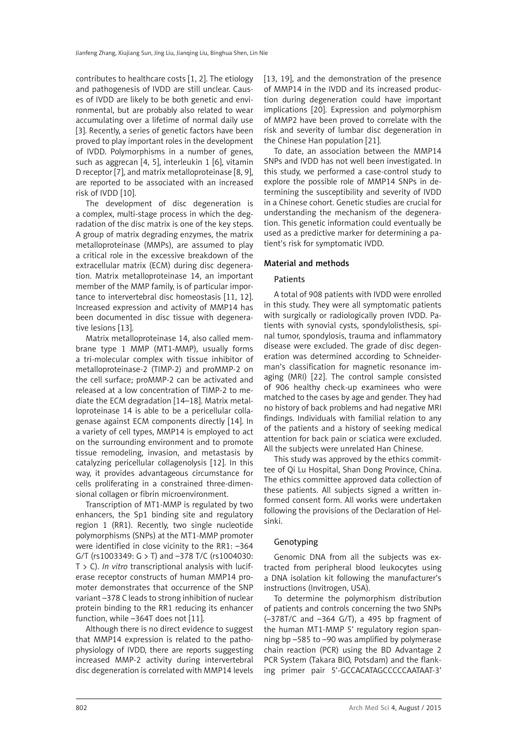contributes to healthcare costs [1, 2]. The etiology and pathogenesis of IVDD are still unclear. Causes of IVDD are likely to be both genetic and environmental, but are probably also related to wear accumulating over a lifetime of normal daily use [3]. Recently, a series of genetic factors have been proved to play important roles in the development of IVDD. Polymorphisms in a number of genes, such as aggrecan [4, 5], interleukin 1 [6], vitamin D receptor [7], and matrix metalloproteinase [8, 9], are reported to be associated with an increased risk of IVDD [10].

The development of disc degeneration is a complex, multi-stage process in which the degradation of the disc matrix is one of the key steps. A group of matrix degrading enzymes, the matrix metalloproteinase (MMPs), are assumed to play a critical role in the excessive breakdown of the extracellular matrix (ECM) during disc degeneration. Matrix metalloproteinase 14, an important member of the MMP family, is of particular importance to intervertebral disc homeostasis [11, 12]. Increased expression and activity of MMP14 has been documented in disc tissue with degenerative lesions [13].

Matrix metalloproteinase 14, also called membrane type 1 MMP (MT1-MMP), usually forms a tri-molecular complex with tissue inhibitor of metalloproteinase-2 (TIMP-2) and proMMP-2 on the cell surface; proMMP-2 can be activated and released at a low concentration of TIMP-2 to mediate the ECM degradation [14–18]. Matrix metalloproteinase 14 is able to be a pericellular collagenase against ECM components directly [14]. In a variety of cell types, MMP14 is employed to act on the surrounding environment and to promote tissue remodeling, invasion, and metastasis by catalyzing pericellular collagenolysis [12]. In this way, it provides advantageous circumstance for cells proliferating in a constrained three-dimensional collagen or fibrin microenvironment.

Transcription of MT1-MMP is regulated by two enhancers, the Sp1 binding site and regulatory region 1 (RR1). Recently, two single nucleotide polymorphisms (SNPs) at the MT1-MMP promoter were identified in close vicinity to the RR1: –364 G/T (rs1003349: G > T) and –378 T/C (rs1004030: T > C). *In vitro* transcriptional analysis with luciferase receptor constructs of human MMP14 promoter demonstrates that occurrence of the SNP variant –378 C leads to strong inhibition of nuclear protein binding to the RR1 reducing its enhancer function, while –364T does not [11].

Although there is no direct evidence to suggest that MMP14 expression is related to the pathophysiology of IVDD, there are reports suggesting increased MMP-2 activity during intervertebral disc degeneration is correlated with MMP14 levels [13, 19], and the demonstration of the presence of MMP14 in the IVDD and its increased production during degeneration could have important implications [20]. Expression and polymorphism of MMP2 have been proved to correlate with the risk and severity of lumbar disc degeneration in the Chinese Han population [21].

To date, an association between the MMP14 SNPs and IVDD has not well been investigated. In this study, we performed a case-control study to explore the possible role of MMP14 SNPs in determining the susceptibility and severity of IVDD in a Chinese cohort. Genetic studies are crucial for understanding the mechanism of the degeneration. This genetic information could eventually be used as a predictive marker for determining a patient's risk for symptomatic IVDD.

## Material and methods

### Patients

A total of 908 patients with IVDD were enrolled in this study. They were all symptomatic patients with surgically or radiologically proven IVDD. Patients with synovial cysts, spondylolisthesis, spinal tumor, spondylosis, trauma and inflammatory disease were excluded. The grade of disc degeneration was determined according to Schneiderman's classification for magnetic resonance imaging (MRI) [22]. The control sample consisted of 906 healthy check-up examinees who were matched to the cases by age and gender. They had no history of back problems and had negative MRI findings. Individuals with familial relation to any of the patients and a history of seeking medical attention for back pain or sciatica were excluded. All the subjects were unrelated Han Chinese.

This study was approved by the ethics committee of Qi Lu Hospital, Shan Dong Province, China. The ethics committee approved data collection of these patients. All subjects signed a written informed consent form. All works were undertaken following the provisions of the Declaration of Helsinki.

### Genotyping

Genomic DNA from all the subjects was extracted from peripheral blood leukocytes using a DNA isolation kit following the manufacturer's instructions (Invitrogen, USA).

To determine the polymorphism distribution of patients and controls concerning the two SNPs (–378T/C and –364 G/T), a 495 bp fragment of the human MT1-MMP 5' regulatory region spanning bp –585 to –90 was amplified by polymerase chain reaction (PCR) using the BD Advantage 2 PCR System (Takara BIO, Potsdam) and the flanking primer pair 5'-GCCACATAGCCCCCAATAAT-3'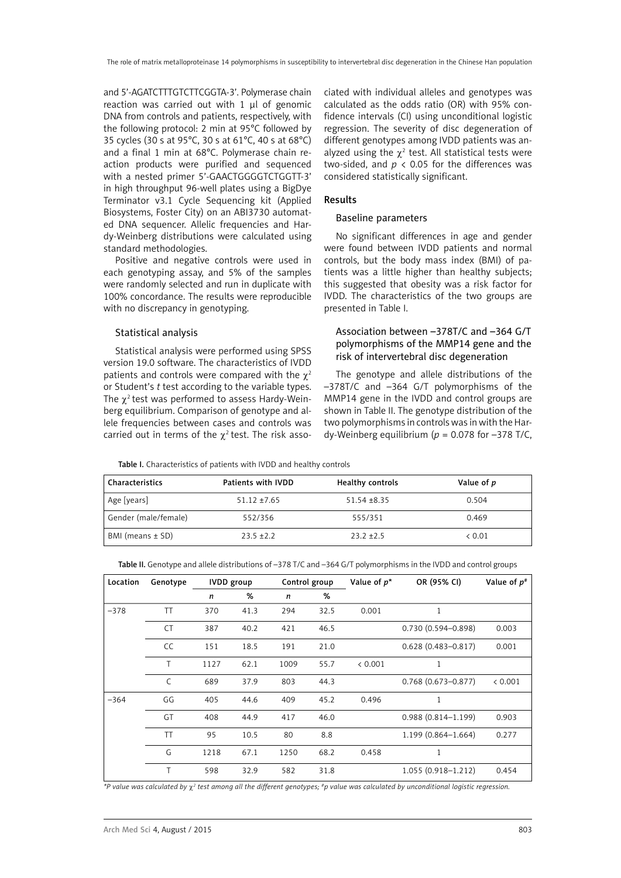and 5'-AGATCTTTGTCTTCGGTA-3'. Polymerase chain reaction was carried out with 1 µl of genomic DNA from controls and patients, respectively, with the following protocol: 2 min at 95°C followed by 35 cycles (30 s at 95°C, 30 s at 61°C, 40 s at 68°C) and a final 1 min at 68°C. Polymerase chain reaction products were purified and sequenced with a nested primer 5'-GAACTGGGGTCTGGTT-3' in high throughput 96-well plates using a BigDye Terminator v3.1 Cycle Sequencing kit (Applied Biosystems, Foster City) on an ABI3730 automated DNA sequencer. Allelic frequencies and Hardy-Weinberg distributions were calculated using standard methodologies.

Positive and negative controls were used in each genotyping assay, and 5% of the samples were randomly selected and run in duplicate with 100% concordance. The results were reproducible with no discrepancy in genotyping.

### Statistical analysis

Statistical analysis were performed using SPSS version 19.0 software. The characteristics of IVDD patients and controls were compared with the $\chi^2$ or Student's *t* test according to the variable types. The $\chi^2$ test was performed to assess Hardy-Weinberg equilibrium. Comparison of genotype and allele frequencies between cases and controls was carried out in terms of the $\chi^2$ test. The risk associated with individual alleles and genotypes was calculated as the odds ratio (OR) with 95% confidence intervals (CI) using unconditional logistic regression. The severity of disc degeneration of different genotypes among IVDD patients was analyzed using the $\chi^2$ test. All statistical tests were two-sided, and $p < 0.05$ for the differences was considered statistically significant.

## Results

### Baseline parameters

No significant differences in age and gender were found between IVDD patients and normal controls, but the body mass index (BMI) of patients was a little higher than healthy subjects; this suggested that obesity was a risk factor for IVDD. The characteristics of the two groups are presented in Table I.

### Association between –378T/C and –364 G/T polymorphisms of the MMP14 gene and the risk of intervertebral disc degeneration

The genotype and allele distributions of the –378T/C and –364 G/T polymorphisms of the MMP14 gene in the IVDD and control groups are shown in Table II. The genotype distribution of the two polymorphisms in controls was in with the Hardy-Weinberg equilibrium ($p$ = 0.078 for –378 T/C,

**Table I.** Characteristics of patients with IVDD and healthy controls

| Characteristics | Patients with IVDD | Healthy controls | Value of $p$ |
|---|---|---|---|
| Age [years] | 51.12 ±7.65 | 51.54 ±8.35 | 0.504 |
| Gender (male/female) | 552/356 | 555/351 | 0.469 |
| BMI (means ± SD) | 23.5 ±2.2 | 23.2 ±2.5 | < 0.01 |

**Table II.** Genotype and allele distributions of –378 T/C and –364 G/T polymorphisms in the IVDD and control groups

| Location | Genotype | IVDD group | | Control group | | Value of $p$* | OR (95% CI) | Value of $p$# |
|---|---|---|---|---|---|---|---|---|
| | | *n* | % | *n* | % | | | |
| –378 | TT | 370 | 41.3 | 294 | 32.5 | 0.001 | 1 | |
| | CT | 387 | 40.2 | 421 | 46.5 | | 0.730 (0.594–0.898) | 0.003 |
| | CC | 151 | 18.5 | 191 | 21.0 | | 0.628 (0.483–0.817) | 0.001 |
| | T | 1127 | 62.1 | 1009 | 55.7 | < 0.001 | 1 | |
| | C | 689 | 37.9 | 803 | 44.3 | | 0.768 (0.673–0.877) | < 0.001 |
| –364 | GG | 405 | 44.6 | 409 | 45.2 | 0.496 | 1 | |
| | GT | 408 | 44.9 | 417 | 46.0 | | 0.988 (0.814–1.199) | 0.903 |
| | TT | 95 | 10.5 | 80 | 8.8 | | 1.199 (0.864–1.664) | 0.277 |
| | G | 1218 | 67.1 | 1250 | 68.2 | 0.458 | 1 | |
| | T | 598 | 32.9 | 582 | 31.8 | | 1.055 (0.918–1.212) | 0.454 |

*\*P value was calculated by $\chi^2$ test among all the different genotypes; #p value was calculated by unconditional logistic regression.*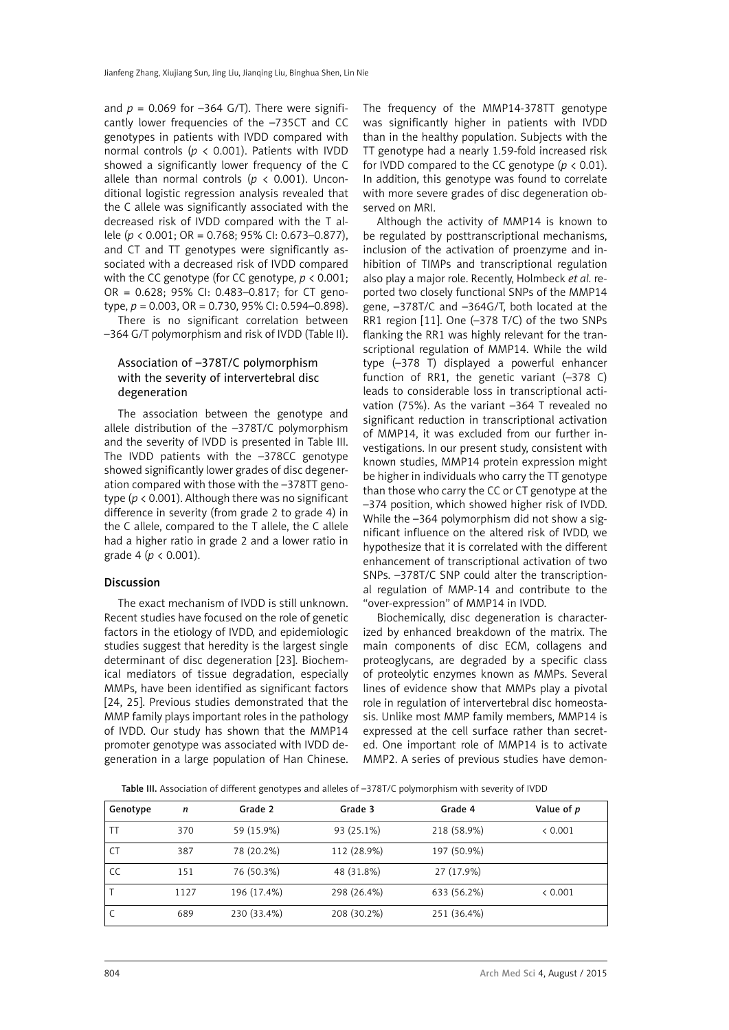and $p = 0.069$ for –364 G/T). There were significantly lower frequencies of the –735CT and CC genotypes in patients with IVDD compared with normal controls ($p < 0.001$). Patients with IVDD showed a significantly lower frequency of the C allele than normal controls ($p < 0.001$). Unconditional logistic regression analysis revealed that the C allele was significantly associated with the decreased risk of IVDD compared with the T allele ($p < 0.001$; OR = 0.768; 95% CI: 0.673–0.877), and CT and TT genotypes were significantly associated with a decreased risk of IVDD compared with the CC genotype (for CC genotype, $p < 0.001$; OR = 0.628; 95% CI: 0.483–0.817; for CT genotype, $p = 0.003$, OR = 0.730, 95% CI: 0.594–0.898).

There is no significant correlation between –364 G/T polymorphism and risk of IVDD (Table II).

### Association of –378T/C polymorphism with the severity of intervertebral disc degeneration

The association between the genotype and allele distribution of the –378T/C polymorphism and the severity of IVDD is presented in Table III. The IVDD patients with the –378CC genotype showed significantly lower grades of disc degeneration compared with those with the –378TT genotype ($p < 0.001$). Although there was no significant difference in severity (from grade 2 to grade 4) in the C allele, compared to the T allele, the C allele had a higher ratio in grade 2 and a lower ratio in grade 4 ($p < 0.001$).

## Discussion

The exact mechanism of IVDD is still unknown. Recent studies have focused on the role of genetic factors in the etiology of IVDD, and epidemiologic studies suggest that heredity is the largest single determinant of disc degeneration [23]. Biochemical mediators of tissue degradation, especially MMPs, have been identified as significant factors [24, 25]. Previous studies demonstrated that the MMP family plays important roles in the pathology of IVDD. Our study has shown that the MMP14 promoter genotype was associated with IVDD degeneration in a large population of Han Chinese. The frequency of the MMP14-378TT genotype was significantly higher in patients with IVDD than in the healthy population. Subjects with the TT genotype had a nearly 1.59-fold increased risk for IVDD compared to the CC genotype ($p < 0.01$). In addition, this genotype was found to correlate with more severe grades of disc degeneration observed on MRI.

Although the activity of MMP14 is known to be regulated by posttranscriptional mechanisms, inclusion of the activation of proenzyme and inhibition of TIMPs and transcriptional regulation also play a major role. Recently, Holmbeck *et al.* reported two closely functional SNPs of the MMP14 gene, –378T/C and –364G/T, both located at the RR1 region [11]. One (–378 T/C) of the two SNPs flanking the RR1 was highly relevant for the transcriptional regulation of MMP14. While the wild type (–378 T) displayed a powerful enhancer function of RR1, the genetic variant (–378 C) leads to considerable loss in transcriptional activation (75%). As the variant –364 T revealed no significant reduction in transcriptional activation of MMP14, it was excluded from our further investigations. In our present study, consistent with known studies, MMP14 protein expression might be higher in individuals who carry the TT genotype than those who carry the CC or CT genotype at the –374 position, which showed higher risk of IVDD. While the –364 polymorphism did not show a significant influence on the altered risk of IVDD, we hypothesize that it is correlated with the different enhancement of transcriptional activation of two SNPs. –378T/C SNP could alter the transcriptional regulation of MMP-14 and contribute to the "over-expression" of MMP14 in IVDD.

Biochemically, disc degeneration is characterized by enhanced breakdown of the matrix. The main components of disc ECM, collagens and proteoglycans, are degraded by a specific class of proteolytic enzymes known as MMPs. Several lines of evidence show that MMPs play a pivotal role in regulation of intervertebral disc homeostasis. Unlike most MMP family members, MMP14 is expressed at the cell surface rather than secreted. One important role of MMP14 is to activate MMP2. A series of previous studies have demon-

**Table III.** Association of different genotypes and alleles of –378T/C polymorphism with severity of IVDD

| Genotype | *n* | Grade 2 | Grade 3 | Grade 4 | Value of *p* |
|---|---|---|---|---|---|
| TT | 370 | 59 (15.9%) | 93 (25.1%) | 218 (58.9%) | < 0.001 |
| CT | 387 | 78 (20.2%) | 112 (28.9%) | 197 (50.9%) | |
| CC | 151 | 76 (50.3%) | 48 (31.8%) | 27 (17.9%) | |
| T | 1127 | 196 (17.4%) | 298 (26.4%) | 633 (56.2%) | < 0.001 |
| C | 689 | 230 (33.4%) | 208 (30.2%) | 251 (36.4%) | |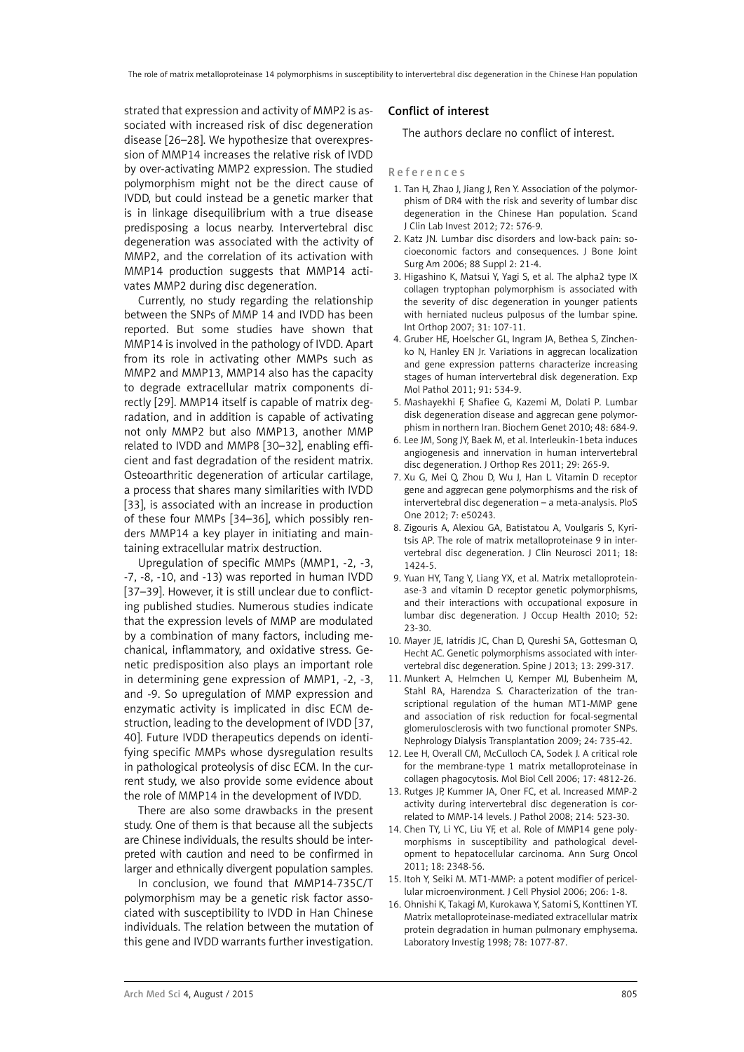strated that expression and activity of MMP2 is associated with increased risk of disc degeneration disease [26–28]. We hypothesize that overexpression of MMP14 increases the relative risk of IVDD by over-activating MMP2 expression. The studied polymorphism might not be the direct cause of IVDD, but could instead be a genetic marker that is in linkage disequilibrium with a true disease predisposing a locus nearby. Intervertebral disc degeneration was associated with the activity of MMP2, and the correlation of its activation with MMP14 production suggests that MMP14 activates MMP2 during disc degeneration.

Currently, no study regarding the relationship between the SNPs of MMP 14 and IVDD has been reported. But some studies have shown that MMP14 is involved in the pathology of IVDD. Apart from its role in activating other MMPs such as MMP2 and MMP13, MMP14 also has the capacity to degrade extracellular matrix components directly [29]. MMP14 itself is capable of matrix degradation, and in addition is capable of activating not only MMP2 but also MMP13, another MMP related to IVDD and MMP8 [30–32], enabling efficient and fast degradation of the resident matrix. Osteoarthritic degeneration of articular cartilage, a process that shares many similarities with IVDD [33], is associated with an increase in production of these four MMPs [34–36], which possibly renders MMP14 a key player in initiating and maintaining extracellular matrix destruction.

Upregulation of specific MMPs (MMP1, -2, -3, -7, -8, -10, and -13) was reported in human IVDD [37–39]. However, it is still unclear due to conflicting published studies. Numerous studies indicate that the expression levels of MMP are modulated by a combination of many factors, including mechanical, inflammatory, and oxidative stress. Genetic predisposition also plays an important role in determining gene expression of MMP1, -2, -3, and -9. So upregulation of MMP expression and enzymatic activity is implicated in disc ECM destruction, leading to the development of IVDD [37, 40]. Future IVDD therapeutics depends on identifying specific MMPs whose dysregulation results in pathological proteolysis of disc ECM. In the current study, we also provide some evidence about the role of MMP14 in the development of IVDD.

There are also some drawbacks in the present study. One of them is that because all the subjects are Chinese individuals, the results should be interpreted with caution and need to be confirmed in larger and ethnically divergent population samples.

In conclusion, we found that MMP14-735C/T polymorphism may be a genetic risk factor associated with susceptibility to IVDD in Han Chinese individuals. The relation between the mutation of this gene and IVDD warrants further investigation.

## Conflict of interest

The authors declare no conflict of interest.

## References

1. Tan H, Zhao J, Jiang J, Ren Y. Association of the polymorphism of DR4 with the risk and severity of lumbar disc degeneration in the Chinese Han population. Scand J Clin Lab Invest 2012; 72: 576-9.
2. Katz JN. Lumbar disc disorders and low-back pain: socioeconomic factors and consequences. J Bone Joint Surg Am 2006; 88 Suppl 2: 21-4.
3. Higashino K, Matsui Y, Yagi S, et al. The alpha2 type IX collagen tryptophan polymorphism is associated with the severity of disc degeneration in younger patients with herniated nucleus pulposus of the lumbar spine. Int Orthop 2007; 31: 107-11.
4. Gruber HE, Hoelscher GL, Ingram JA, Bethea S, Zinchenko N, Hanley EN Jr. Variations in aggrecan localization and gene expression patterns characterize increasing stages of human intervertebral disk degeneration. Exp Mol Pathol 2011; 91: 534-9.
5. Mashayekhi F, Shafiee G, Kazemi M, Dolati P. Lumbar disk degeneration disease and aggrecan gene polymorphism in northern Iran. Biochem Genet 2010; 48: 684-9.
6. Lee JM, Song JY, Baek M, et al. Interleukin-1beta induces angiogenesis and innervation in human intervertebral disc degeneration. J Orthop Res 2011; 29: 265-9.
7. Xu G, Mei Q, Zhou D, Wu J, Han L. Vitamin D receptor gene and aggrecan gene polymorphisms and the risk of intervertebral disc degeneration – a meta-analysis. PloS One 2012; 7: e50243.
8. Zigouris A, Alexiou GA, Batistatou A, Voulgaris S, Kyritsis AP. The role of matrix metalloproteinase 9 in intervertebral disc degeneration. J Clin Neurosci 2011; 18: 1424-5.
9. Yuan HY, Tang Y, Liang YX, et al. Matrix metalloproteinase-3 and vitamin D receptor genetic polymorphisms, and their interactions with occupational exposure in lumbar disc degeneration. J Occup Health 2010; 52: 23-30.
10. Mayer JE, Iatridis JC, Chan D, Qureshi SA, Gottesman O, Hecht AC. Genetic polymorphisms associated with intervertebral disc degeneration. Spine J 2013; 13: 299-317.
11. Munkert A, Helmchen U, Kemper MJ, Bubenheim M, Stahl RA, Harendza S. Characterization of the transcriptional regulation of the human MT1-MMP gene and association of risk reduction for focal-segmental glomerulosclerosis with two functional promoter SNPs. Nephrology Dialysis Transplantation 2009; 24: 735-42.
12. Lee H, Overall CM, McCulloch CA, Sodek J. A critical role for the membrane-type 1 matrix metalloproteinase in collagen phagocytosis. Mol Biol Cell 2006; 17: 4812-26.
13. Rutges JP, Kummer JA, Oner FC, et al. Increased MMP-2 activity during intervertebral disc degeneration is correlated to MMP-14 levels. J Pathol 2008; 214: 523-30.
14. Chen TY, Li YC, Liu YF, et al. Role of MMP14 gene polymorphisms in susceptibility and pathological development to hepatocellular carcinoma. Ann Surg Oncol 2011; 18: 2348-56.
15. Itoh Y, Seiki M. MT1-MMP: a potent modifier of pericellular microenvironment. J Cell Physiol 2006; 206: 1-8.
16. Ohnishi K, Takagi M, Kurokawa Y, Satomi S, Konttinen YT. Matrix metalloproteinase-mediated extracellular matrix protein degradation in human pulmonary emphysema. Laboratory Investig 1998; 78: 1077-87.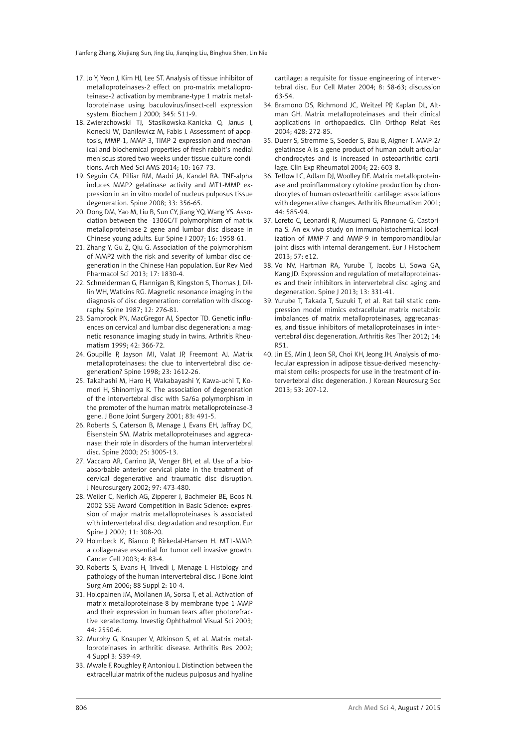17. Jo Y, Yeon J, Kim HJ, Lee ST. Analysis of tissue inhibitor of metalloproteinases-2 effect on pro-matrix metalloproteinase-2 activation by membrane-type 1 matrix metalloproteinase using baculovirus/insect-cell expression system. Biochem J 2000; 345: 511-9.
18. Zwierzchowski TJ, Stasikowska-Kanicka O, Janus J, Konecki W, Danilewicz M, Fabis J. Assessment of apoptosis, MMP-1, MMP-3, TIMP-2 expression and mechanical and biochemical properties of fresh rabbit's medial meniscus stored two weeks under tissue culture conditions. Arch Med Sci AMS 2014; 10: 167-73.
19. Seguin CA, Pilliar RM, Madri JA, Kandel RA. TNF-alpha induces MMP2 gelatinase activity and MT1-MMP expression in an in vitro model of nucleus pulposus tissue degeneration. Spine 2008; 33: 356-65.
20. Dong DM, Yao M, Liu B, Sun CY, Jiang YQ, Wang YS. Association between the -1306C/T polymorphism of matrix metalloproteinase-2 gene and lumbar disc disease in Chinese young adults. Eur Spine J 2007; 16: 1958-61.
21. Zhang Y, Gu Z, Qiu G. Association of the polymorphism of MMP2 with the risk and severity of lumbar disc degeneration in the Chinese Han population. Eur Rev Med Pharmacol Sci 2013; 17: 1830-4.
22. Schneiderman G, Flannigan B, Kingston S, Thomas J, Dillin WH, Watkins RG. Magnetic resonance imaging in the diagnosis of disc degeneration: correlation with discography. Spine 1987; 12: 276-81.
23. Sambrook PN, MacGregor AJ, Spector TD. Genetic influences on cervical and lumbar disc degeneration: a magnetic resonance imaging study in twins. Arthritis Rheumatism 1999; 42: 366-72.
24. Goupille P, Jayson MI, Valat JP, Freemont AJ. Matrix metalloproteinases: the clue to intervertebral disc degeneration? Spine 1998; 23: 1612-26.
25. Takahashi M, Haro H, Wakabayashi Y, Kawa-uchi T, Komori H, Shinomiya K. The association of degeneration of the intervertebral disc with 5a/6a polymorphism in the promoter of the human matrix metalloproteinase-3 gene. J Bone Joint Surgery 2001; 83: 491-5.
26. Roberts S, Caterson B, Menage J, Evans EH, Jaffray DC, Eisenstein SM. Matrix metalloproteinases and aggrecanase: their role in disorders of the human intervertebral disc. Spine 2000; 25: 3005-13.
27. Vaccaro AR, Carrino JA, Venger BH, et al. Use of a bioabsorbable anterior cervical plate in the treatment of cervical degenerative and traumatic disc disruption. J Neurosurgery 2002; 97: 473-480.
28. Weiler C, Nerlich AG, Zipperer J, Bachmeier BE, Boos N. 2002 SSE Award Competition in Basic Science: expression of major matrix metalloproteinases is associated with intervertebral disc degradation and resorption. Eur Spine J 2002; 11: 308-20.
29. Holmbeck K, Bianco P, Birkedal-Hansen H. MT1-MMP: a collagenase essential for tumor cell invasive growth. Cancer Cell 2003; 4: 83-4.
30. Roberts S, Evans H, Trivedi J, Menage J. Histology and pathology of the human intervertebral disc. J Bone Joint Surg Am 2006; 88 Suppl 2: 10-4.
31. Holopainen JM, Moilanen JA, Sorsa T, et al. Activation of matrix metalloproteinase-8 by membrane type 1-MMP and their expression in human tears after photorefractive keratectomy. Investig Ophthalmol Visual Sci 2003; 44: 2550-6.
32. Murphy G, Knauper V, Atkinson S, et al. Matrix metalloproteinases in arthritic disease. Arthritis Res 2002; 4 Suppl 3: S39-49.
33. Mwale F, Roughley P, Antoniou J. Distinction between the extracellular matrix of the nucleus pulposus and hyaline cartilage: a requisite for tissue engineering of intervertebral disc. Eur Cell Mater 2004; 8: 58-63; discussion 63-54.
34. Bramono DS, Richmond JC, Weitzel PP, Kaplan DL, Altman GH. Matrix metalloproteinases and their clinical applications in orthopaedics. Clin Orthop Relat Res 2004; 428: 272-85.
35. Duerr S, Stremme S, Soeder S, Bau B, Aigner T. MMP-2/gelatinase A is a gene product of human adult articular chondrocytes and is increased in osteoarthritic cartilage. Clin Exp Rheumatol 2004; 22: 603-8.
36. Tetlow LC, Adlam DJ, Woolley DE. Matrix metalloproteinase and proinflammatory cytokine production by chondrocytes of human osteoarthritic cartilage: associations with degenerative changes. Arthritis Rheumatism 2001; 44: 585-94.
37. Loreto C, Leonardi R, Musumeci G, Pannone G, Castorina S. An ex vivo study on immunohistochemical localization of MMP-7 and MMP-9 in temporomandibular joint discs with internal derangement. Eur J Histochem 2013; 57: e12.
38. Vo NV, Hartman RA, Yurube T, Jacobs LJ, Sowa GA, Kang JD. Expression and regulation of metalloproteinases and their inhibitors in intervertebral disc aging and degeneration. Spine J 2013; 13: 331-41.
39. Yurube T, Takada T, Suzuki T, et al. Rat tail static compression model mimics extracellular matrix metabolic imbalances of matrix metalloproteinases, aggrecanases, and tissue inhibitors of metalloproteinases in intervertebral disc degeneration. Arthritis Res Ther 2012; 14: R51.
40. Jin ES, Min J, Jeon SR, Choi KH, Jeong JH. Analysis of molecular expression in adipose tissue-derived mesenchymal stem cells: prospects for use in the treatment of intervertebral disc degeneration. J Korean Neurosurg Soc 2013; 53: 207-12.